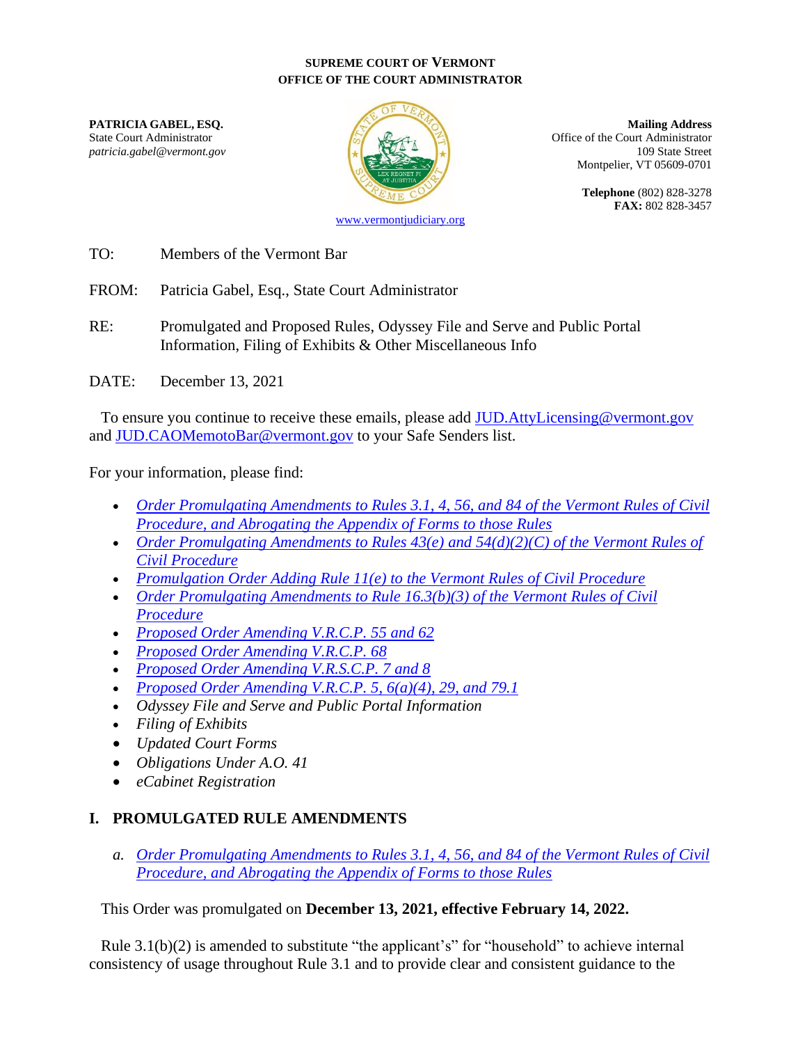**SUPREME COURT OF VERMONT**
**OFFICE OF THE COURT ADMINISTRATOR**

**PATRICIA GABEL, ESQ.**
State Court Administrator
*patricia.gabel@vermont.gov*

**Mailing Address**
Office of the Court Administrator
109 State Street
Montpelier, VT 05609-0701

**Telephone** (802) 828-3278
**FAX:** 802 828-3457

www.vermontjudiciary.org

TO: Members of the Vermont Bar

FROM: Patricia Gabel, Esq., State Court Administrator

RE: Promulgated and Proposed Rules, Odyssey File and Serve and Public Portal Information, Filing of Exhibits & Other Miscellaneous Info

DATE: December 13, 2021

To ensure you continue to receive these emails, please add JUD.AttyLicensing@vermont.gov and JUD.CAOMemotoBar@vermont.gov to your Safe Senders list.

For your information, please find:

- *Order Promulgating Amendments to Rules 3.1, 4, 56, and 84 of the Vermont Rules of Civil Procedure, and Abrogating the Appendix of Forms to those Rules*
- *Order Promulgating Amendments to Rules 43(e) and 54(d)(2)(C) of the Vermont Rules of Civil Procedure*
- *Promulgation Order Adding Rule 11(e) to the Vermont Rules of Civil Procedure*
- *Order Promulgating Amendments to Rule 16.3(b)(3) of the Vermont Rules of Civil Procedure*
- *Proposed Order Amending V.R.C.P. 55 and 62*
- *Proposed Order Amending V.R.C.P. 68*
- *Proposed Order Amending V.R.S.C.P. 7 and 8*
- *Proposed Order Amending V.R.C.P. 5, 6(a)(4), 29, and 79.1*
- *Odyssey File and Serve and Public Portal Information*
- *Filing of Exhibits*
- *Updated Court Forms*
- *Obligations Under A.O. 41*
- *eCabinet Registration*

## I. PROMULGATED RULE AMENDMENTS

*a. Order Promulgating Amendments to Rules 3.1, 4, 56, and 84 of the Vermont Rules of Civil Procedure, and Abrogating the Appendix of Forms to those Rules*

This Order was promulgated on **December 13, 2021, effective February 14, 2022.**

Rule 3.1(b)(2) is amended to substitute "the applicant's" for "household" to achieve internal consistency of usage throughout Rule 3.1 and to provide clear and consistent guidance to the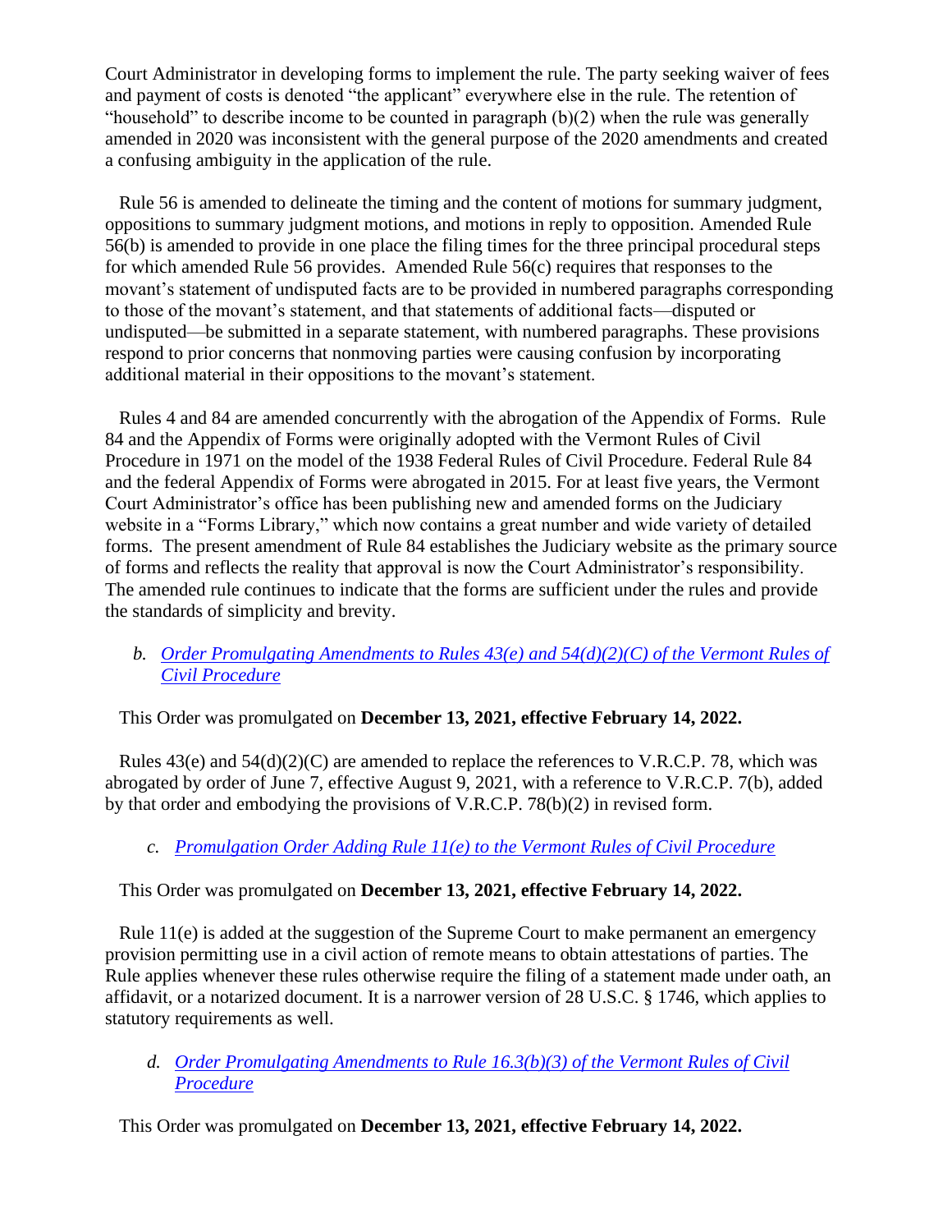Court Administrator in developing forms to implement the rule. The party seeking waiver of fees and payment of costs is denoted "the applicant" everywhere else in the rule. The retention of "household" to describe income to be counted in paragraph (b)(2) when the rule was generally amended in 2020 was inconsistent with the general purpose of the 2020 amendments and created a confusing ambiguity in the application of the rule.

Rule 56 is amended to delineate the timing and the content of motions for summary judgment, oppositions to summary judgment motions, and motions in reply to opposition. Amended Rule 56(b) is amended to provide in one place the filing times for the three principal procedural steps for which amended Rule 56 provides. Amended Rule 56(c) requires that responses to the movant's statement of undisputed facts are to be provided in numbered paragraphs corresponding to those of the movant's statement, and that statements of additional facts—disputed or undisputed—be submitted in a separate statement, with numbered paragraphs. These provisions respond to prior concerns that nonmoving parties were causing confusion by incorporating additional material in their oppositions to the movant's statement.

Rules 4 and 84 are amended concurrently with the abrogation of the Appendix of Forms. Rule 84 and the Appendix of Forms were originally adopted with the Vermont Rules of Civil Procedure in 1971 on the model of the 1938 Federal Rules of Civil Procedure. Federal Rule 84 and the federal Appendix of Forms were abrogated in 2015. For at least five years, the Vermont Court Administrator's office has been publishing new and amended forms on the Judiciary website in a "Forms Library," which now contains a great number and wide variety of detailed forms. The present amendment of Rule 84 establishes the Judiciary website as the primary source of forms and reflects the reality that approval is now the Court Administrator's responsibility. The amended rule continues to indicate that the forms are sufficient under the rules and provide the standards of simplicity and brevity.

b. *Order Promulgating Amendments to Rules 43(e) and 54(d)(2)(C) of the Vermont Rules of Civil Procedure*

This Order was promulgated on **December 13, 2021, effective February 14, 2022.**

Rules 43(e) and 54(d)(2)(C) are amended to replace the references to V.R.C.P. 78, which was abrogated by order of June 7, effective August 9, 2021, with a reference to V.R.C.P. 7(b), added by that order and embodying the provisions of V.R.C.P. 78(b)(2) in revised form.

c. *Promulgation Order Adding Rule 11(e) to the Vermont Rules of Civil Procedure*

This Order was promulgated on **December 13, 2021, effective February 14, 2022.**

Rule 11(e) is added at the suggestion of the Supreme Court to make permanent an emergency provision permitting use in a civil action of remote means to obtain attestations of parties. The Rule applies whenever these rules otherwise require the filing of a statement made under oath, an affidavit, or a notarized document. It is a narrower version of 28 U.S.C. § 1746, which applies to statutory requirements as well.

d. *Order Promulgating Amendments to Rule 16.3(b)(3) of the Vermont Rules of Civil Procedure*

This Order was promulgated on **December 13, 2021, effective February 14, 2022.**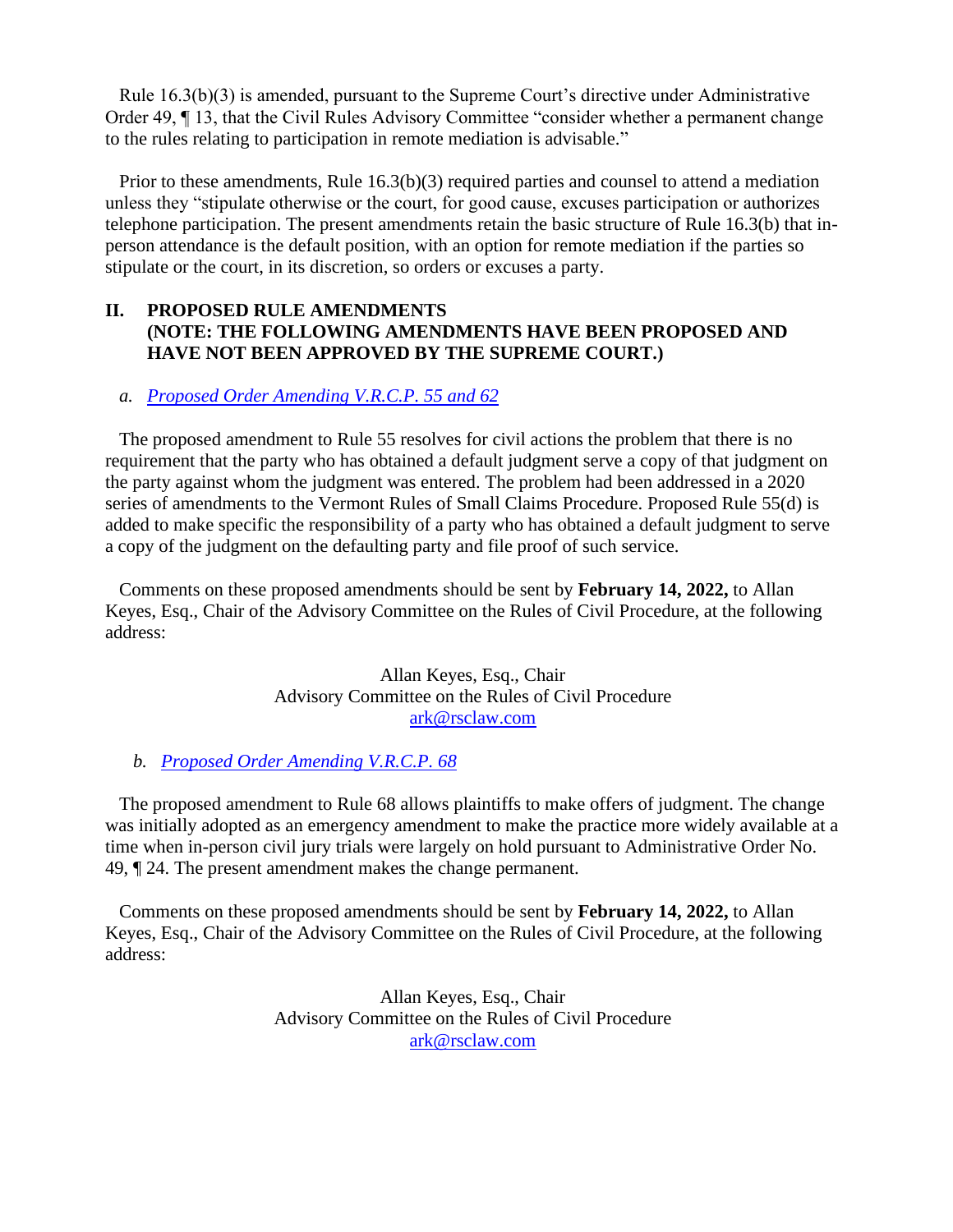Rule 16.3(b)(3) is amended, pursuant to the Supreme Court's directive under Administrative Order 49, ¶ 13, that the Civil Rules Advisory Committee "consider whether a permanent change to the rules relating to participation in remote mediation is advisable."

Prior to these amendments, Rule 16.3(b)(3) required parties and counsel to attend a mediation unless they "stipulate otherwise or the court, for good cause, excuses participation or authorizes telephone participation. The present amendments retain the basic structure of Rule 16.3(b) that in-person attendance is the default position, with an option for remote mediation if the parties so stipulate or the court, in its discretion, so orders or excuses a party.

## II. PROPOSED RULE AMENDMENTS (NOTE: THE FOLLOWING AMENDMENTS HAVE BEEN PROPOSED AND HAVE NOT BEEN APPROVED BY THE SUPREME COURT.)

*a. Proposed Order Amending V.R.C.P. 55 and 62*

The proposed amendment to Rule 55 resolves for civil actions the problem that there is no requirement that the party who has obtained a default judgment serve a copy of that judgment on the party against whom the judgment was entered. The problem had been addressed in a 2020 series of amendments to the Vermont Rules of Small Claims Procedure. Proposed Rule 55(d) is added to make specific the responsibility of a party who has obtained a default judgment to serve a copy of the judgment on the defaulting party and file proof of such service.

Comments on these proposed amendments should be sent by **February 14, 2022,** to Allan Keyes, Esq., Chair of the Advisory Committee on the Rules of Civil Procedure, at the following address:

Allan Keyes, Esq., Chair
Advisory Committee on the Rules of Civil Procedure
ark@rsclaw.com

*b. Proposed Order Amending V.R.C.P. 68*

The proposed amendment to Rule 68 allows plaintiffs to make offers of judgment. The change was initially adopted as an emergency amendment to make the practice more widely available at a time when in-person civil jury trials were largely on hold pursuant to Administrative Order No. 49, ¶ 24. The present amendment makes the change permanent.

Comments on these proposed amendments should be sent by **February 14, 2022,** to Allan Keyes, Esq., Chair of the Advisory Committee on the Rules of Civil Procedure, at the following address:

Allan Keyes, Esq., Chair
Advisory Committee on the Rules of Civil Procedure
ark@rsclaw.com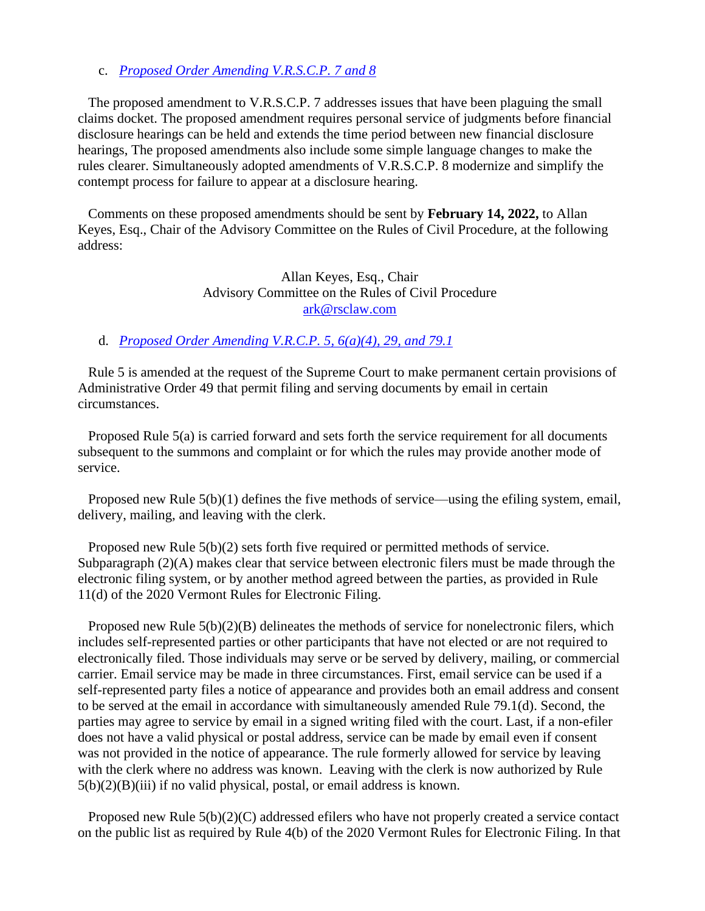c. *Proposed Order Amending V.R.S.C.P. 7 and 8*

The proposed amendment to V.R.S.C.P. 7 addresses issues that have been plaguing the small claims docket. The proposed amendment requires personal service of judgments before financial disclosure hearings can be held and extends the time period between new financial disclosure hearings, The proposed amendments also include some simple language changes to make the rules clearer. Simultaneously adopted amendments of V.R.S.C.P. 8 modernize and simplify the contempt process for failure to appear at a disclosure hearing.

Comments on these proposed amendments should be sent by **February 14, 2022,** to Allan Keyes, Esq., Chair of the Advisory Committee on the Rules of Civil Procedure, at the following address:

Allan Keyes, Esq., Chair
Advisory Committee on the Rules of Civil Procedure
ark@rsclaw.com

d. *Proposed Order Amending V.R.C.P. 5, 6(a)(4), 29, and 79.1*

Rule 5 is amended at the request of the Supreme Court to make permanent certain provisions of Administrative Order 49 that permit filing and serving documents by email in certain circumstances.

Proposed Rule 5(a) is carried forward and sets forth the service requirement for all documents subsequent to the summons and complaint or for which the rules may provide another mode of service.

Proposed new Rule 5(b)(1) defines the five methods of service—using the efiling system, email, delivery, mailing, and leaving with the clerk.

Proposed new Rule 5(b)(2) sets forth five required or permitted methods of service. Subparagraph (2)(A) makes clear that service between electronic filers must be made through the electronic filing system, or by another method agreed between the parties, as provided in Rule 11(d) of the 2020 Vermont Rules for Electronic Filing.

Proposed new Rule 5(b)(2)(B) delineates the methods of service for nonelectronic filers, which includes self-represented parties or other participants that have not elected or are not required to electronically filed. Those individuals may serve or be served by delivery, mailing, or commercial carrier. Email service may be made in three circumstances. First, email service can be used if a self-represented party files a notice of appearance and provides both an email address and consent to be served at the email in accordance with simultaneously amended Rule 79.1(d). Second, the parties may agree to service by email in a signed writing filed with the court. Last, if a non-efiler does not have a valid physical or postal address, service can be made by email even if consent was not provided in the notice of appearance. The rule formerly allowed for service by leaving with the clerk where no address was known. Leaving with the clerk is now authorized by Rule 5(b)(2)(B)(iii) if no valid physical, postal, or email address is known.

Proposed new Rule 5(b)(2)(C) addressed efilers who have not properly created a service contact on the public list as required by Rule 4(b) of the 2020 Vermont Rules for Electronic Filing. In that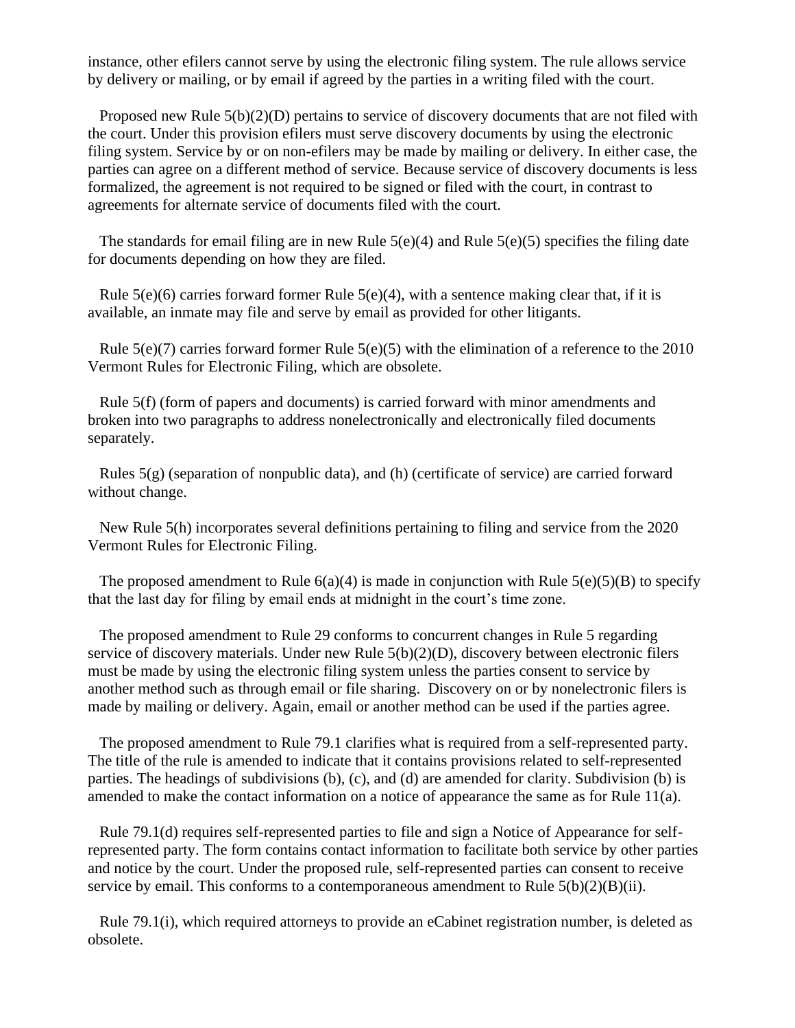instance, other efilers cannot serve by using the electronic filing system. The rule allows service by delivery or mailing, or by email if agreed by the parties in a writing filed with the court.

Proposed new Rule 5(b)(2)(D) pertains to service of discovery documents that are not filed with the court. Under this provision efilers must serve discovery documents by using the electronic filing system. Service by or on non-efilers may be made by mailing or delivery. In either case, the parties can agree on a different method of service. Because service of discovery documents is less formalized, the agreement is not required to be signed or filed with the court, in contrast to agreements for alternate service of documents filed with the court.

The standards for email filing are in new Rule 5(e)(4) and Rule 5(e)(5) specifies the filing date for documents depending on how they are filed.

Rule 5(e)(6) carries forward former Rule 5(e)(4), with a sentence making clear that, if it is available, an inmate may file and serve by email as provided for other litigants.

Rule 5(e)(7) carries forward former Rule 5(e)(5) with the elimination of a reference to the 2010 Vermont Rules for Electronic Filing, which are obsolete.

Rule 5(f) (form of papers and documents) is carried forward with minor amendments and broken into two paragraphs to address nonelectronically and electronically filed documents separately.

Rules 5(g) (separation of nonpublic data), and (h) (certificate of service) are carried forward without change.

New Rule 5(h) incorporates several definitions pertaining to filing and service from the 2020 Vermont Rules for Electronic Filing.

The proposed amendment to Rule 6(a)(4) is made in conjunction with Rule 5(e)(5)(B) to specify that the last day for filing by email ends at midnight in the court's time zone.

The proposed amendment to Rule 29 conforms to concurrent changes in Rule 5 regarding service of discovery materials. Under new Rule 5(b)(2)(D), discovery between electronic filers must be made by using the electronic filing system unless the parties consent to service by another method such as through email or file sharing. Discovery on or by nonelectronic filers is made by mailing or delivery. Again, email or another method can be used if the parties agree.

The proposed amendment to Rule 79.1 clarifies what is required from a self-represented party. The title of the rule is amended to indicate that it contains provisions related to self-represented parties. The headings of subdivisions (b), (c), and (d) are amended for clarity. Subdivision (b) is amended to make the contact information on a notice of appearance the same as for Rule 11(a).

Rule 79.1(d) requires self-represented parties to file and sign a Notice of Appearance for self-represented party. The form contains contact information to facilitate both service by other parties and notice by the court. Under the proposed rule, self-represented parties can consent to receive service by email. This conforms to a contemporaneous amendment to Rule 5(b)(2)(B)(ii).

Rule 79.1(i), which required attorneys to provide an eCabinet registration number, is deleted as obsolete.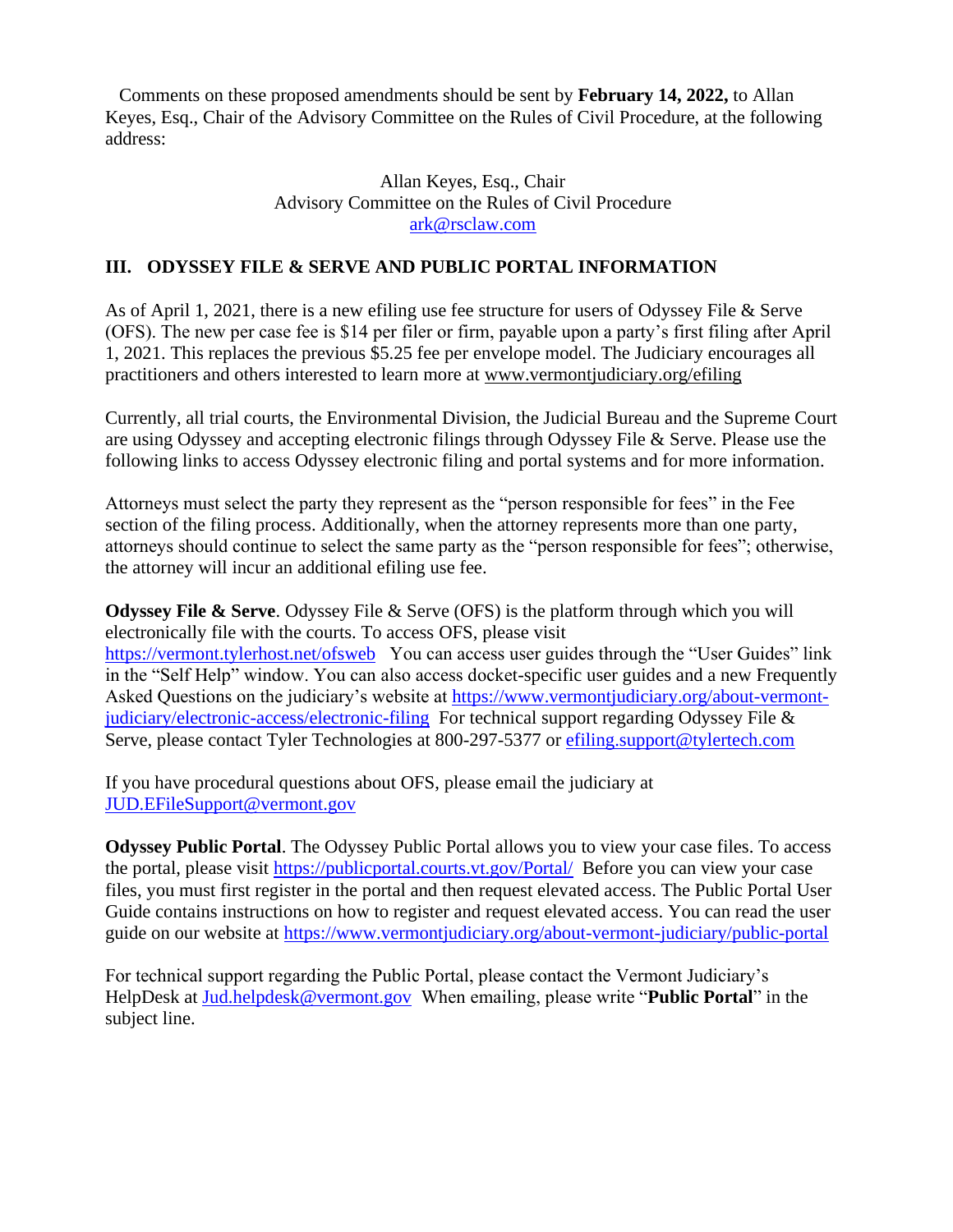Comments on these proposed amendments should be sent by **February 14, 2022,** to Allan Keyes, Esq., Chair of the Advisory Committee on the Rules of Civil Procedure, at the following address:

Allan Keyes, Esq., Chair
Advisory Committee on the Rules of Civil Procedure
ark@rsclaw.com

## III. ODYSSEY FILE & SERVE AND PUBLIC PORTAL INFORMATION

As of April 1, 2021, there is a new efiling use fee structure for users of Odyssey File & Serve (OFS). The new per case fee is $14 per filer or firm, payable upon a party's first filing after April 1, 2021. This replaces the previous $5.25 fee per envelope model. The Judiciary encourages all practitioners and others interested to learn more at www.vermontjudiciary.org/efiling

Currently, all trial courts, the Environmental Division, the Judicial Bureau and the Supreme Court are using Odyssey and accepting electronic filings through Odyssey File & Serve. Please use the following links to access Odyssey electronic filing and portal systems and for more information.

Attorneys must select the party they represent as the "person responsible for fees" in the Fee section of the filing process. Additionally, when the attorney represents more than one party, attorneys should continue to select the same party as the "person responsible for fees"; otherwise, the attorney will incur an additional efiling use fee.

**Odyssey File & Serve**. Odyssey File & Serve (OFS) is the platform through which you will electronically file with the courts. To access OFS, please visit https://vermont.tylerhost.net/ofsweb You can access user guides through the "User Guides" link in the "Self Help" window. You can also access docket-specific user guides and a new Frequently Asked Questions on the judiciary's website at https://www.vermontjudiciary.org/about-vermont-judiciary/electronic-access/electronic-filing For technical support regarding Odyssey File & Serve, please contact Tyler Technologies at 800-297-5377 or efiling.support@tylertech.com

If you have procedural questions about OFS, please email the judiciary at JUD.EFileSupport@vermont.gov

**Odyssey Public Portal**. The Odyssey Public Portal allows you to view your case files. To access the portal, please visit https://publicportal.courts.vt.gov/Portal/ Before you can view your case files, you must first register in the portal and then request elevated access. The Public Portal User Guide contains instructions on how to register and request elevated access. You can read the user guide on our website at https://www.vermontjudiciary.org/about-vermont-judiciary/public-portal

For technical support regarding the Public Portal, please contact the Vermont Judiciary's HelpDesk at Jud.helpdesk@vermont.gov When emailing, please write "**Public Portal**" in the subject line.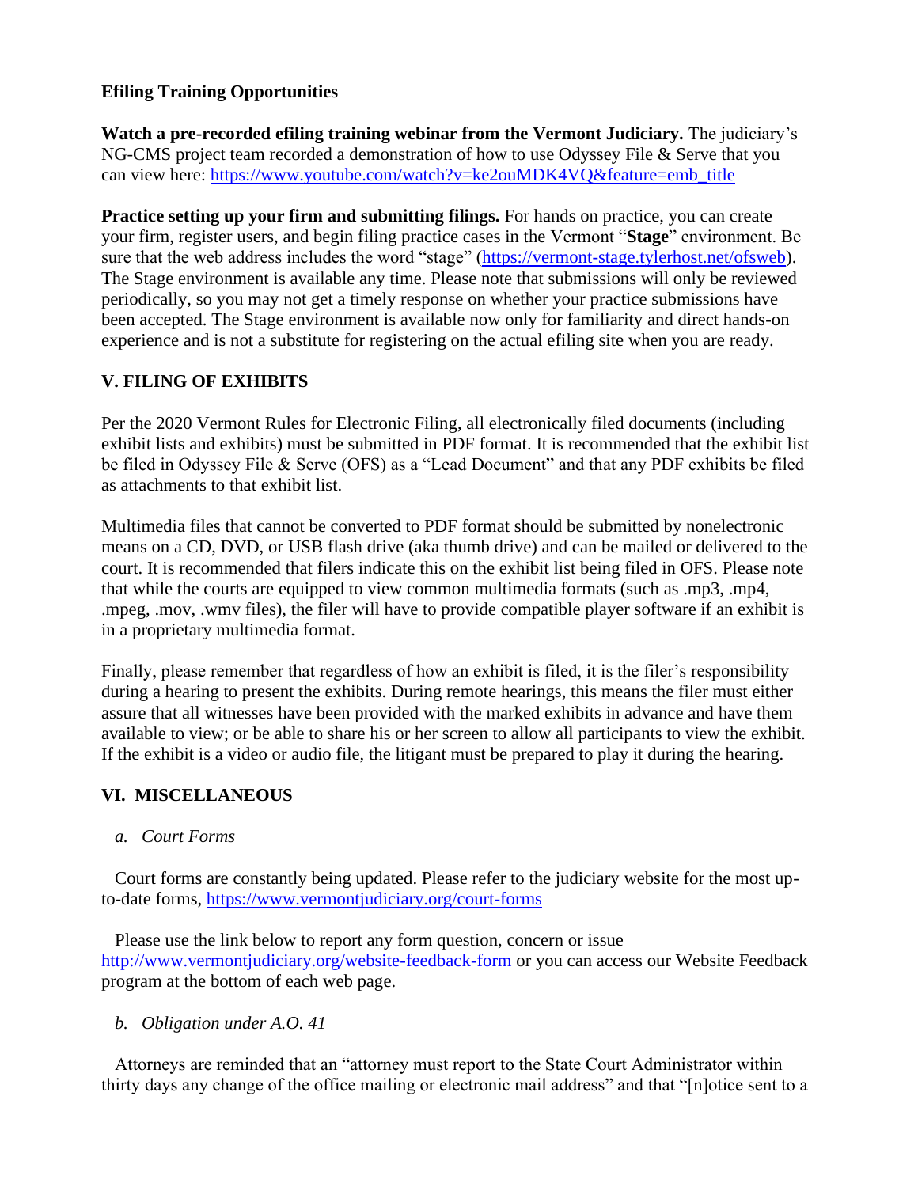**Efiling Training Opportunities**

**Watch a pre-recorded efiling training webinar from the Vermont Judiciary.** The judiciary's NG-CMS project team recorded a demonstration of how to use Odyssey File & Serve that you can view here: https://www.youtube.com/watch?v=ke2ouMDK4VQ&feature=emb_title

**Practice setting up your firm and submitting filings.** For hands on practice, you can create your firm, register users, and begin filing practice cases in the Vermont "**Stage**" environment. Be sure that the web address includes the word "stage" (https://vermont-stage.tylerhost.net/ofsweb). The Stage environment is available any time. Please note that submissions will only be reviewed periodically, so you may not get a timely response on whether your practice submissions have been accepted. The Stage environment is available now only for familiarity and direct hands-on experience and is not a substitute for registering on the actual efiling site when you are ready.

## V. FILING OF EXHIBITS

Per the 2020 Vermont Rules for Electronic Filing, all electronically filed documents (including exhibit lists and exhibits) must be submitted in PDF format. It is recommended that the exhibit list be filed in Odyssey File & Serve (OFS) as a "Lead Document" and that any PDF exhibits be filed as attachments to that exhibit list.

Multimedia files that cannot be converted to PDF format should be submitted by nonelectronic means on a CD, DVD, or USB flash drive (aka thumb drive) and can be mailed or delivered to the court. It is recommended that filers indicate this on the exhibit list being filed in OFS. Please note that while the courts are equipped to view common multimedia formats (such as .mp3, .mp4, .mpeg, .mov, .wmv files), the filer will have to provide compatible player software if an exhibit is in a proprietary multimedia format.

Finally, please remember that regardless of how an exhibit is filed, it is the filer's responsibility during a hearing to present the exhibits. During remote hearings, this means the filer must either assure that all witnesses have been provided with the marked exhibits in advance and have them available to view; or be able to share his or her screen to allow all participants to view the exhibit. If the exhibit is a video or audio file, the litigant must be prepared to play it during the hearing.

## VI. MISCELLANEOUS

### *a. Court Forms*

Court forms are constantly being updated. Please refer to the judiciary website for the most up-to-date forms, https://www.vermontjudiciary.org/court-forms

Please use the link below to report any form question, concern or issue http://www.vermontjudiciary.org/website-feedback-form or you can access our Website Feedback program at the bottom of each web page.

### *b. Obligation under A.O. 41*

Attorneys are reminded that an "attorney must report to the State Court Administrator within thirty days any change of the office mailing or electronic mail address" and that "[n]otice sent to a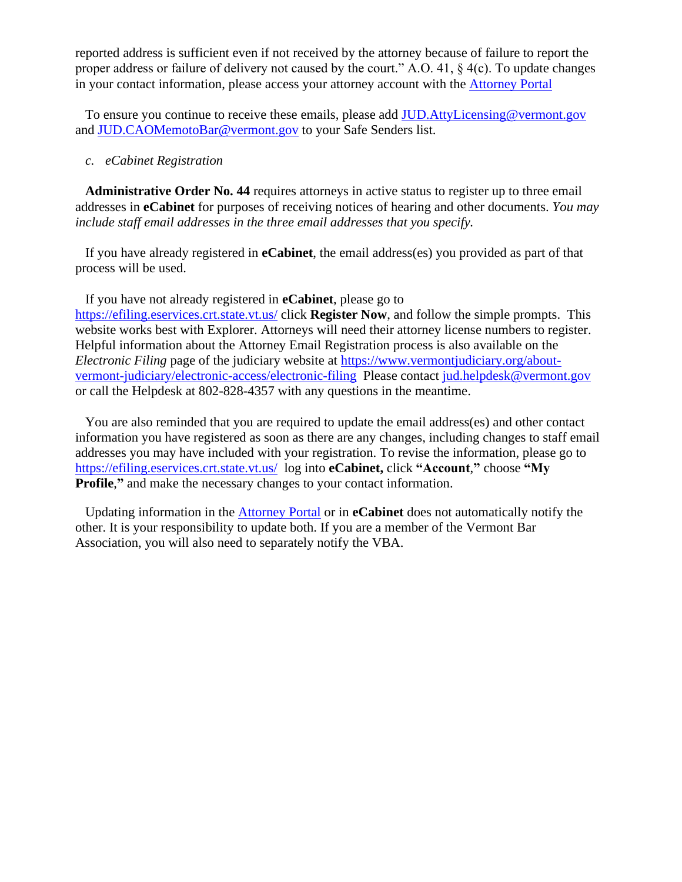reported address is sufficient even if not received by the attorney because of failure to report the proper address or failure of delivery not caused by the court." A.O. 41, § 4(c). To update changes in your contact information, please access your attorney account with the Attorney Portal

To ensure you continue to receive these emails, please add JUD.AttyLicensing@vermont.gov and JUD.CAOMemotoBar@vermont.gov to your Safe Senders list.

*c. eCabinet Registration*

**Administrative Order No. 44** requires attorneys in active status to register up to three email addresses in **eCabinet** for purposes of receiving notices of hearing and other documents. *You may include staff email addresses in the three email addresses that you specify.*

If you have already registered in **eCabinet**, the email address(es) you provided as part of that process will be used.

If you have not already registered in **eCabinet**, please go to https://efiling.eservices.crt.state.vt.us/ click **Register Now**, and follow the simple prompts. This website works best with Explorer. Attorneys will need their attorney license numbers to register. Helpful information about the Attorney Email Registration process is also available on the *Electronic Filing* page of the judiciary website at https://www.vermontjudiciary.org/about-vermont-judiciary/electronic-access/electronic-filing Please contact jud.helpdesk@vermont.gov or call the Helpdesk at 802-828-4357 with any questions in the meantime.

You are also reminded that you are required to update the email address(es) and other contact information you have registered as soon as there are any changes, including changes to staff email addresses you may have included with your registration. To revise the information, please go to https://efiling.eservices.crt.state.vt.us/ log into **eCabinet,** click **"Account,"** choose **"My Profile,"** and make the necessary changes to your contact information.

Updating information in the Attorney Portal or in **eCabinet** does not automatically notify the other. It is your responsibility to update both. If you are a member of the Vermont Bar Association, you will also need to separately notify the VBA.